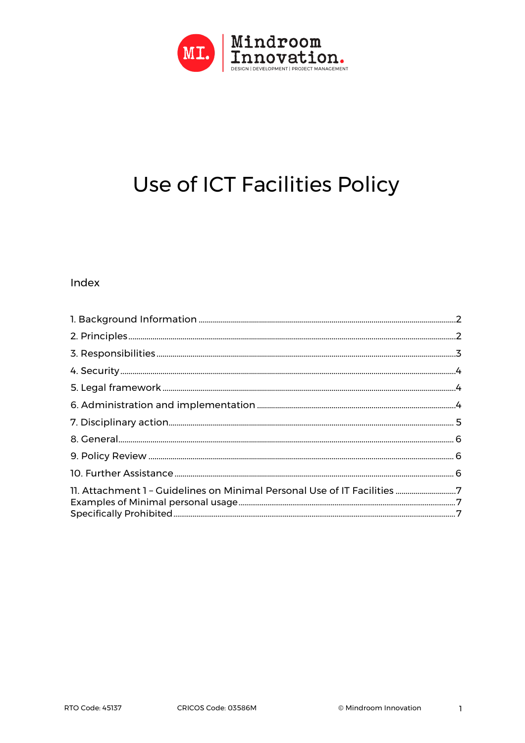Mindroom Innovation.
DESIGN | DEVELOPMENT | PROJECT MANAGEMENT

# Use of ICT Facilities Policy

## Index

1. Background Information ....................2
2. Principles ....................2
3. Responsibilities ....................3
4. Security ....................4
5. Legal framework ....................4
6. Administration and implementation ....................4
7. Disciplinary action ....................5
8. General ....................6
9. Policy Review ....................6
10. Further Assistance ....................6
11. Attachment 1 – Guidelines on Minimal Personal Use of IT Facilities ....................7
Examples of Minimal personal usage ....................7
Specifically Prohibited ....................7

RTO Code: 45137 CRICOS Code: 03586M © Mindroom Innovation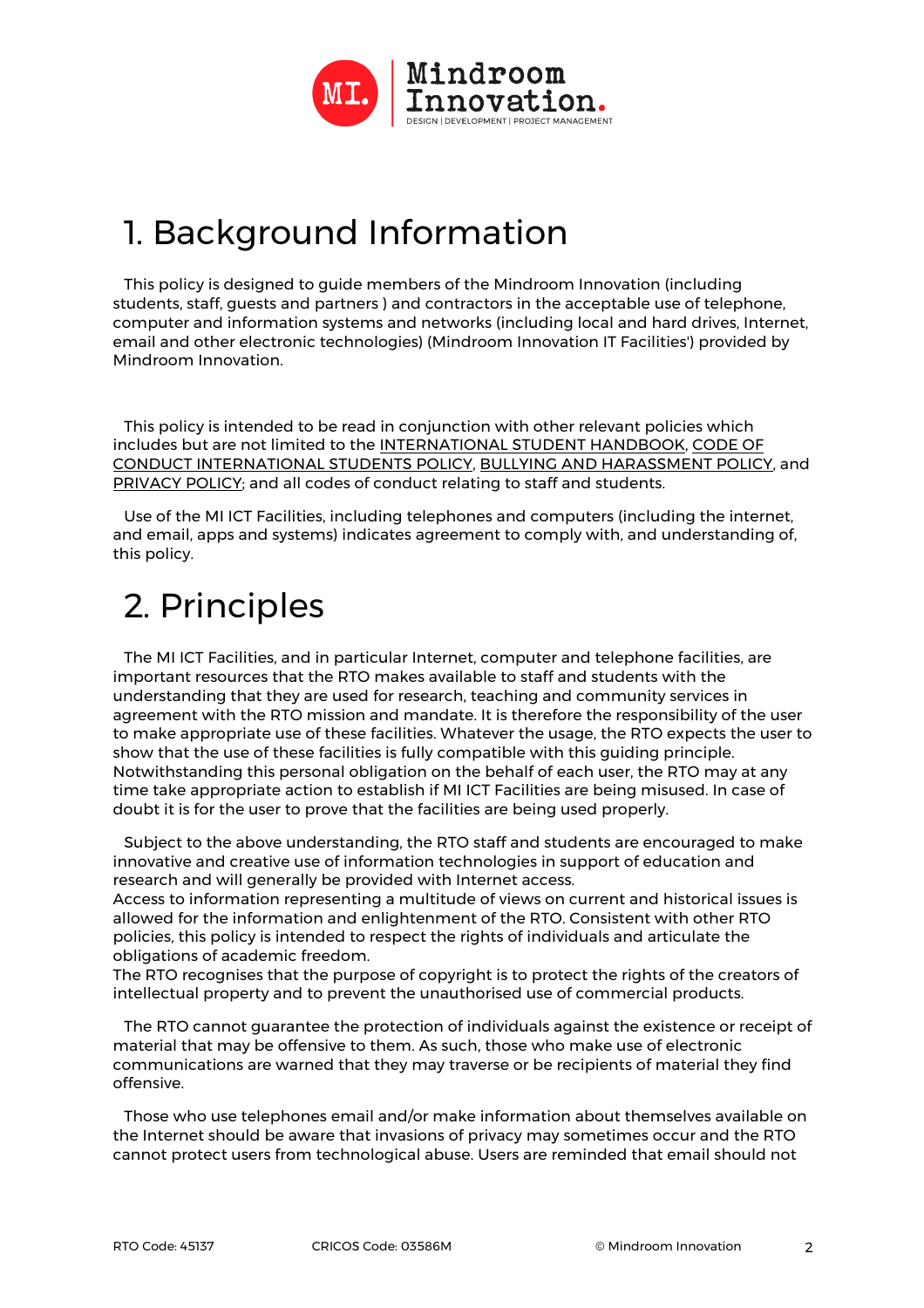# 1. Background Information

This policy is designed to guide members of the Mindroom Innovation (including students, staff, guests and partners ) and contractors in the acceptable use of telephone, computer and information systems and networks (including local and hard drives, Internet, email and other electronic technologies) (Mindroom Innovation IT Facilities') provided by Mindroom Innovation.

This policy is intended to be read in conjunction with other relevant policies which includes but are not limited to the INTERNATIONAL STUDENT HANDBOOK, CODE OF CONDUCT INTERNATIONAL STUDENTS POLICY, BULLYING AND HARASSMENT POLICY, and PRIVACY POLICY; and all codes of conduct relating to staff and students.

Use of the MI ICT Facilities, including telephones and computers (including the internet, and email, apps and systems) indicates agreement to comply with, and understanding of, this policy.

# 2. Principles

The MI ICT Facilities, and in particular Internet, computer and telephone facilities, are important resources that the RTO makes available to staff and students with the understanding that they are used for research, teaching and community services in agreement with the RTO mission and mandate. It is therefore the responsibility of the user to make appropriate use of these facilities. Whatever the usage, the RTO expects the user to show that the use of these facilities is fully compatible with this guiding principle. Notwithstanding this personal obligation on the behalf of each user, the RTO may at any time take appropriate action to establish if MI ICT Facilities are being misused. In case of doubt it is for the user to prove that the facilities are being used properly.

Subject to the above understanding, the RTO staff and students are encouraged to make innovative and creative use of information technologies in support of education and research and will generally be provided with Internet access.
Access to information representing a multitude of views on current and historical issues is allowed for the information and enlightenment of the RTO. Consistent with other RTO policies, this policy is intended to respect the rights of individuals and articulate the obligations of academic freedom.
The RTO recognises that the purpose of copyright is to protect the rights of the creators of intellectual property and to prevent the unauthorised use of commercial products.

The RTO cannot guarantee the protection of individuals against the existence or receipt of material that may be offensive to them. As such, those who make use of electronic communications are warned that they may traverse or be recipients of material they find offensive.

Those who use telephones email and/or make information about themselves available on the Internet should be aware that invasions of privacy may sometimes occur and the RTO cannot protect users from technological abuse. Users are reminded that email should not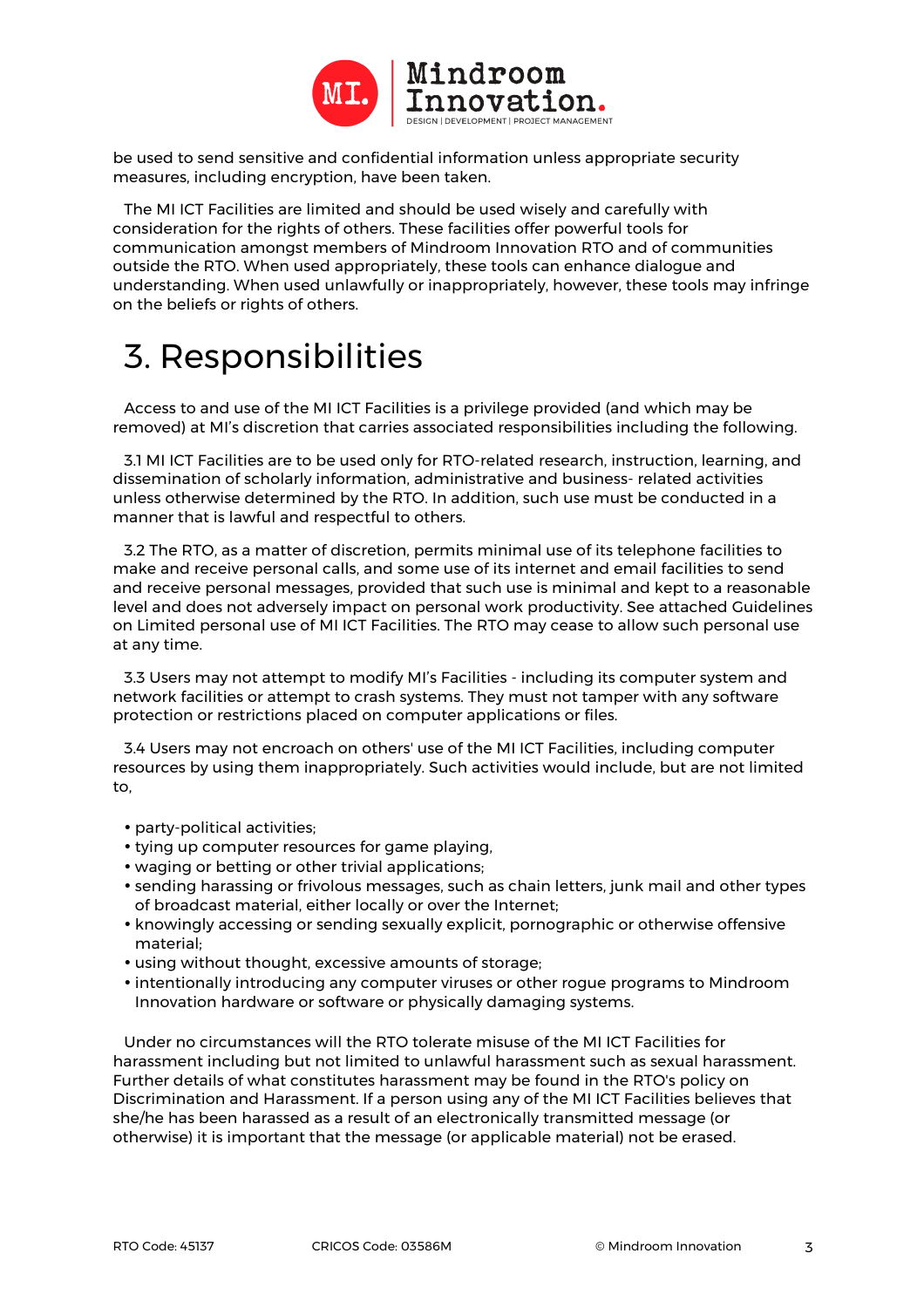be used to send sensitive and confidential information unless appropriate security measures, including encryption, have been taken.

The MI ICT Facilities are limited and should be used wisely and carefully with consideration for the rights of others. These facilities offer powerful tools for communication amongst members of Mindroom Innovation RTO and of communities outside the RTO. When used appropriately, these tools can enhance dialogue and understanding. When used unlawfully or inappropriately, however, these tools may infringe on the beliefs or rights of others.

# 3. Responsibilities

Access to and use of the MI ICT Facilities is a privilege provided (and which may be removed) at MI's discretion that carries associated responsibilities including the following.

3.1 MI ICT Facilities are to be used only for RTO-related research, instruction, learning, and dissemination of scholarly information, administrative and business- related activities unless otherwise determined by the RTO. In addition, such use must be conducted in a manner that is lawful and respectful to others.

3.2 The RTO, as a matter of discretion, permits minimal use of its telephone facilities to make and receive personal calls, and some use of its internet and email facilities to send and receive personal messages, provided that such use is minimal and kept to a reasonable level and does not adversely impact on personal work productivity. See attached Guidelines on Limited personal use of MI ICT Facilities. The RTO may cease to allow such personal use at any time.

3.3 Users may not attempt to modify MI's Facilities - including its computer system and network facilities or attempt to crash systems. They must not tamper with any software protection or restrictions placed on computer applications or files.

3.4 Users may not encroach on others' use of the MI ICT Facilities, including computer resources by using them inappropriately. Such activities would include, but are not limited to,

- party-political activities;
- tying up computer resources for game playing,
- waging or betting or other trivial applications;
- sending harassing or frivolous messages, such as chain letters, junk mail and other types of broadcast material, either locally or over the Internet;
- knowingly accessing or sending sexually explicit, pornographic or otherwise offensive material;
- using without thought, excessive amounts of storage;
- intentionally introducing any computer viruses or other rogue programs to Mindroom Innovation hardware or software or physically damaging systems.

Under no circumstances will the RTO tolerate misuse of the MI ICT Facilities for harassment including but not limited to unlawful harassment such as sexual harassment. Further details of what constitutes harassment may be found in the RTO's policy on Discrimination and Harassment. If a person using any of the MI ICT Facilities believes that she/he has been harassed as a result of an electronically transmitted message (or otherwise) it is important that the message (or applicable material) not be erased.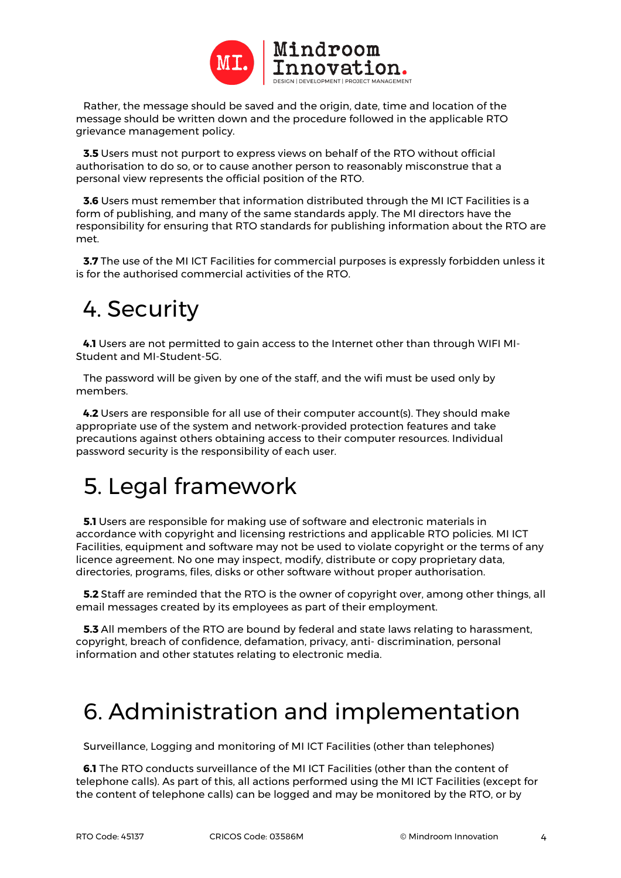Rather, the message should be saved and the origin, date, time and location of the message should be written down and the procedure followed in the applicable RTO grievance management policy.

**3.5** Users must not purport to express views on behalf of the RTO without official authorisation to do so, or to cause another person to reasonably misconstrue that a personal view represents the official position of the RTO.

**3.6** Users must remember that information distributed through the MI ICT Facilities is a form of publishing, and many of the same standards apply. The MI directors have the responsibility for ensuring that RTO standards for publishing information about the RTO are met.

**3.7** The use of the MI ICT Facilities for commercial purposes is expressly forbidden unless it is for the authorised commercial activities of the RTO.

# 4. Security

**4.1** Users are not permitted to gain access to the Internet other than through WIFI MI-Student and MI-Student-5G.

The password will be given by one of the staff, and the wifi must be used only by members.

**4.2** Users are responsible for all use of their computer account(s). They should make appropriate use of the system and network-provided protection features and take precautions against others obtaining access to their computer resources. Individual password security is the responsibility of each user.

# 5. Legal framework

**5.1** Users are responsible for making use of software and electronic materials in accordance with copyright and licensing restrictions and applicable RTO policies. MI ICT Facilities, equipment and software may not be used to violate copyright or the terms of any licence agreement. No one may inspect, modify, distribute or copy proprietary data, directories, programs, files, disks or other software without proper authorisation.

**5.2** Staff are reminded that the RTO is the owner of copyright over, among other things, all email messages created by its employees as part of their employment.

**5.3** All members of the RTO are bound by federal and state laws relating to harassment, copyright, breach of confidence, defamation, privacy, anti- discrimination, personal information and other statutes relating to electronic media.

# 6. Administration and implementation

Surveillance, Logging and monitoring of MI ICT Facilities (other than telephones)

**6.1** The RTO conducts surveillance of the MI ICT Facilities (other than the content of telephone calls). As part of this, all actions performed using the MI ICT Facilities (except for the content of telephone calls) can be logged and may be monitored by the RTO, or by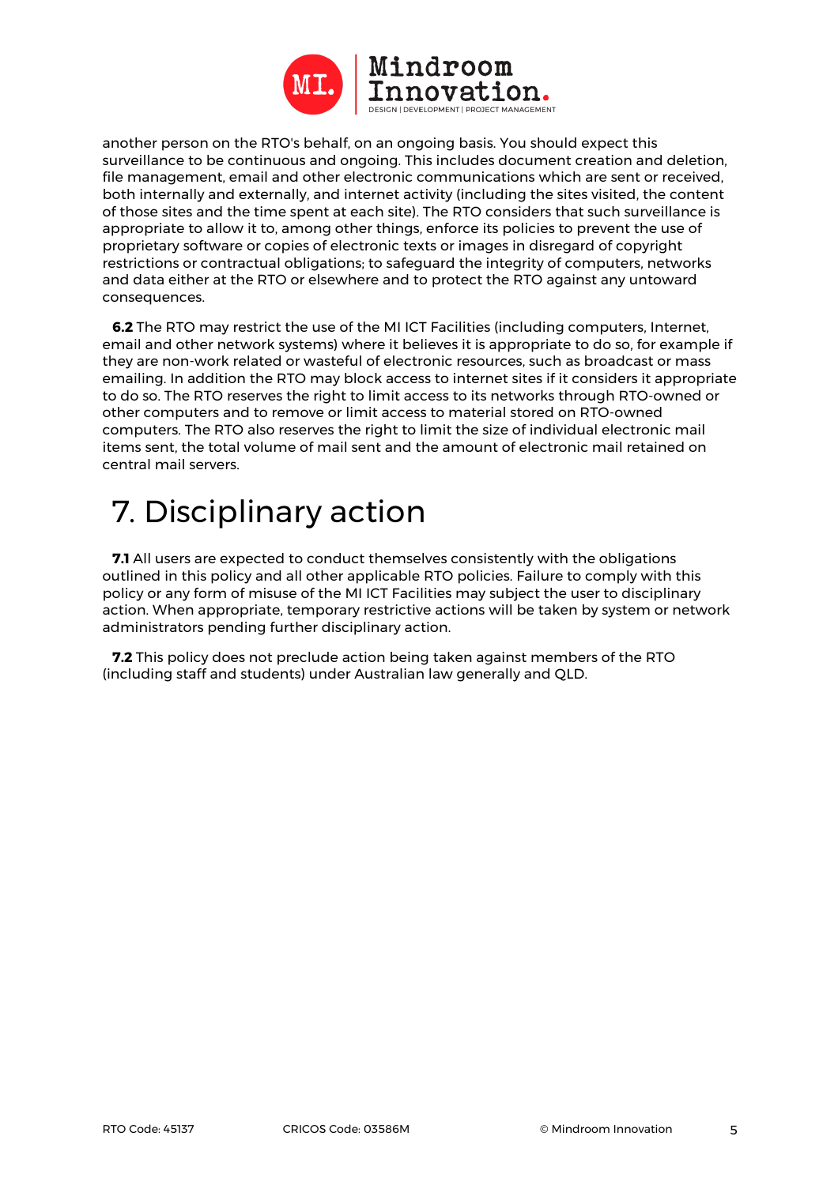another person on the RTO's behalf, on an ongoing basis. You should expect this surveillance to be continuous and ongoing. This includes document creation and deletion, file management, email and other electronic communications which are sent or received, both internally and externally, and internet activity (including the sites visited, the content of those sites and the time spent at each site). The RTO considers that such surveillance is appropriate to allow it to, among other things, enforce its policies to prevent the use of proprietary software or copies of electronic texts or images in disregard of copyright restrictions or contractual obligations; to safeguard the integrity of computers, networks and data either at the RTO or elsewhere and to protect the RTO against any untoward consequences.

**6.2** The RTO may restrict the use of the MI ICT Facilities (including computers, Internet, email and other network systems) where it believes it is appropriate to do so, for example if they are non-work related or wasteful of electronic resources, such as broadcast or mass emailing. In addition the RTO may block access to internet sites if it considers it appropriate to do so. The RTO reserves the right to limit access to its networks through RTO-owned or other computers and to remove or limit access to material stored on RTO-owned computers. The RTO also reserves the right to limit the size of individual electronic mail items sent, the total volume of mail sent and the amount of electronic mail retained on central mail servers.

# 7. Disciplinary action

**7.1** All users are expected to conduct themselves consistently with the obligations outlined in this policy and all other applicable RTO policies. Failure to comply with this policy or any form of misuse of the MI ICT Facilities may subject the user to disciplinary action. When appropriate, temporary restrictive actions will be taken by system or network administrators pending further disciplinary action.

**7.2** This policy does not preclude action being taken against members of the RTO (including staff and students) under Australian law generally and QLD.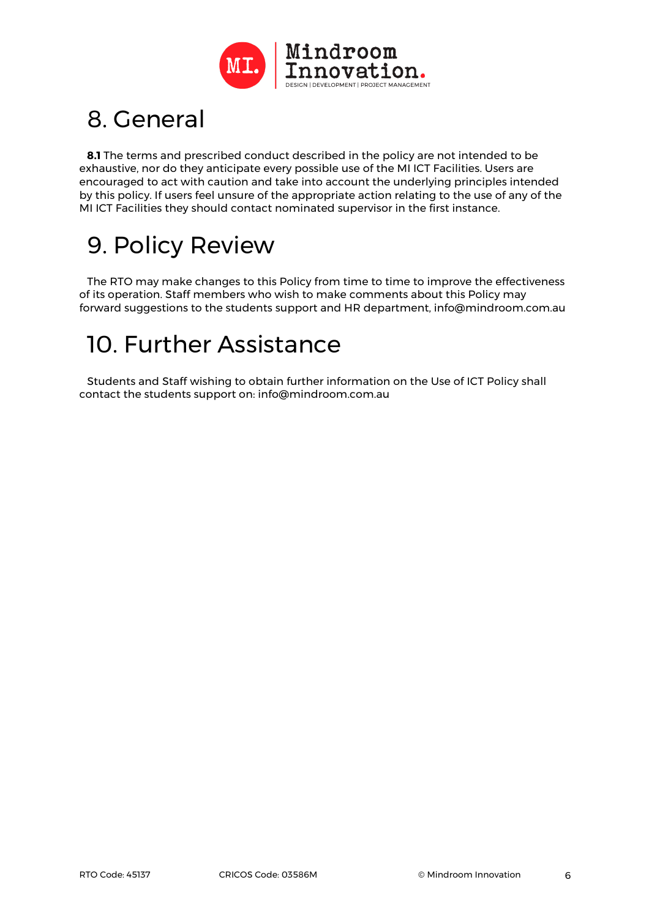# 8. General

**8.1** The terms and prescribed conduct described in the policy are not intended to be exhaustive, nor do they anticipate every possible use of the MI ICT Facilities. Users are encouraged to act with caution and take into account the underlying principles intended by this policy. If users feel unsure of the appropriate action relating to the use of any of the MI ICT Facilities they should contact nominated supervisor in the first instance.

# 9. Policy Review

The RTO may make changes to this Policy from time to time to improve the effectiveness of its operation. Staff members who wish to make comments about this Policy may forward suggestions to the students support and HR department, info@mindroom.com.au

# 10. Further Assistance

Students and Staff wishing to obtain further information on the Use of ICT Policy shall contact the students support on: info@mindroom.com.au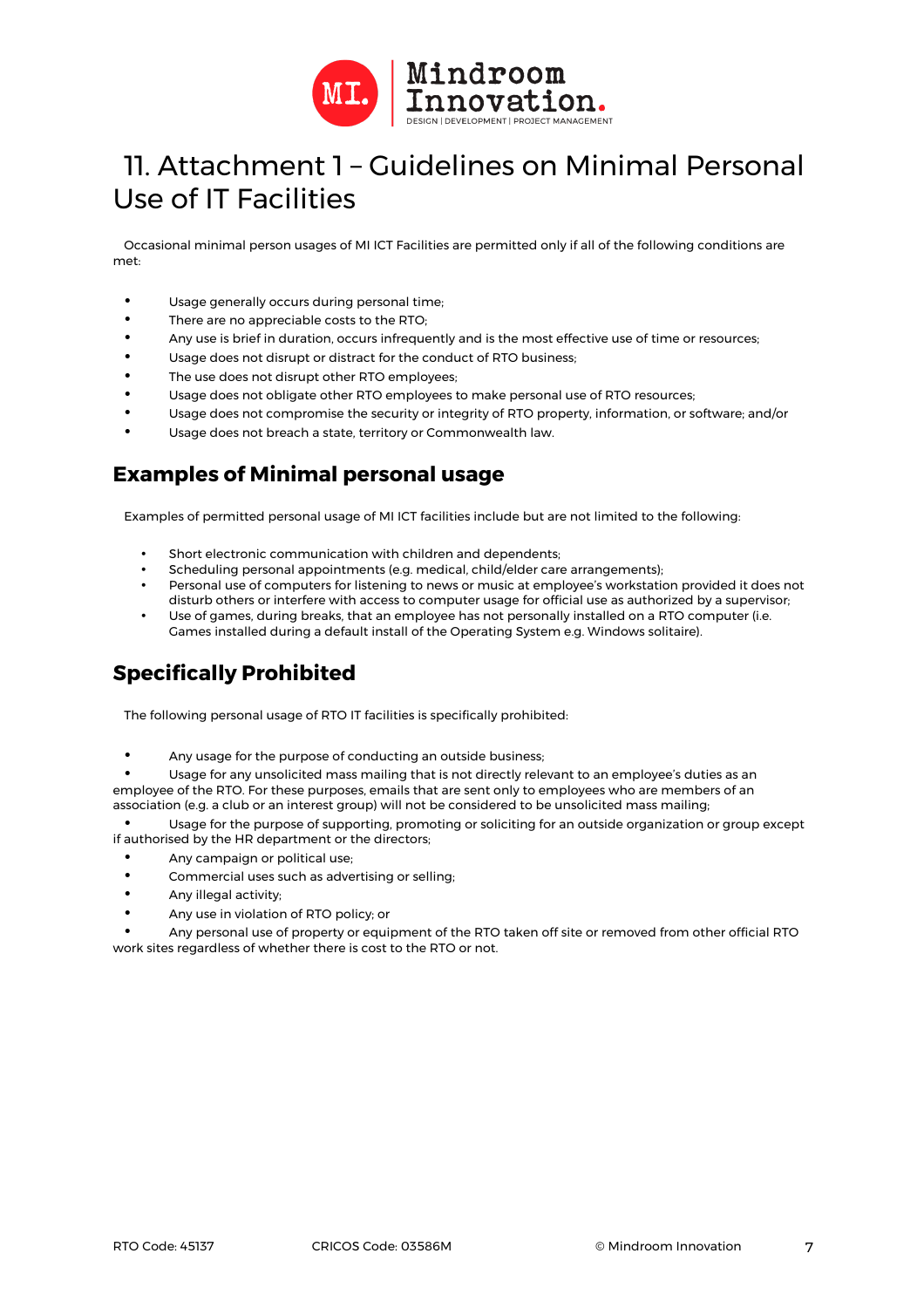# 11. Attachment 1 – Guidelines on Minimal Personal Use of IT Facilities

Occasional minimal person usages of MI ICT Facilities are permitted only if all of the following conditions are met:

- Usage generally occurs during personal time;
- There are no appreciable costs to the RTO;
- Any use is brief in duration, occurs infrequently and is the most effective use of time or resources;
- Usage does not disrupt or distract for the conduct of RTO business;
- The use does not disrupt other RTO employees;
- Usage does not obligate other RTO employees to make personal use of RTO resources;
- Usage does not compromise the security or integrity of RTO property, information, or software; and/or
- Usage does not breach a state, territory or Commonwealth law.

## Examples of Minimal personal usage

Examples of permitted personal usage of MI ICT facilities include but are not limited to the following:

- Short electronic communication with children and dependents;
- Scheduling personal appointments (e.g. medical, child/elder care arrangements);
- Personal use of computers for listening to news or music at employee's workstation provided it does not disturb others or interfere with access to computer usage for official use as authorized by a supervisor;
- Use of games, during breaks, that an employee has not personally installed on a RTO computer (i.e. Games installed during a default install of the Operating System e.g. Windows solitaire).

## Specifically Prohibited

The following personal usage of RTO IT facilities is specifically prohibited:

- Any usage for the purpose of conducting an outside business;
- Usage for any unsolicited mass mailing that is not directly relevant to an employee's duties as an employee of the RTO. For these purposes, emails that are sent only to employees who are members of an association (e.g. a club or an interest group) will not be considered to be unsolicited mass mailing;
- Usage for the purpose of supporting, promoting or soliciting for an outside organization or group except if authorised by the HR department or the directors;
- Any campaign or political use;
- Commercial uses such as advertising or selling;
- Any illegal activity;
- Any use in violation of RTO policy; or
- Any personal use of property or equipment of the RTO taken off site or removed from other official RTO work sites regardless of whether there is cost to the RTO or not.